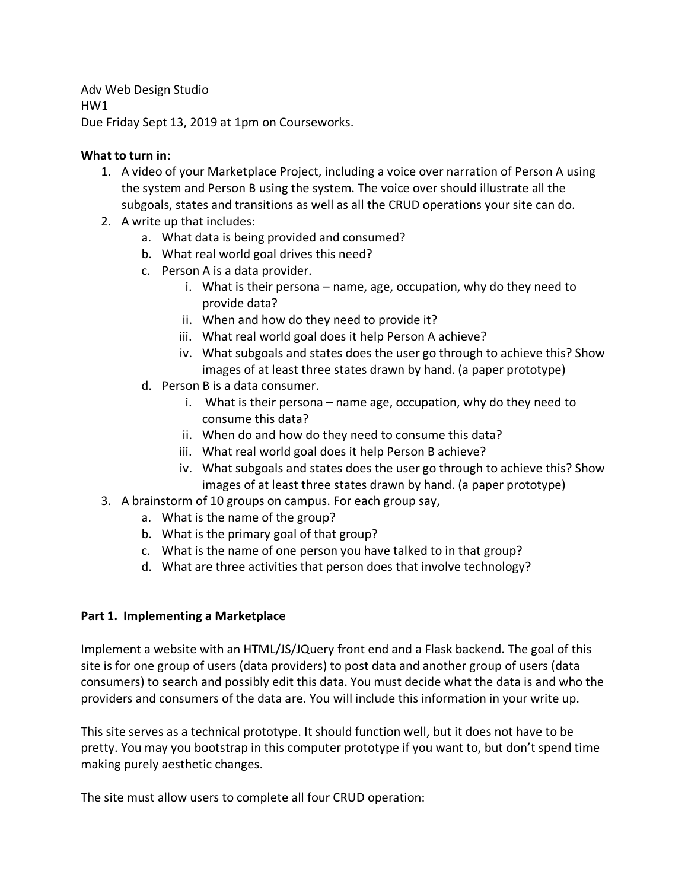Adv Web Design Studio
HW1
Due Friday Sept 13, 2019 at 1pm on Courseworks.

**What to turn in:**

1. A video of your Marketplace Project, including a voice over narration of Person A using the system and Person B using the system. The voice over should illustrate all the subgoals, states and transitions as well as all the CRUD operations your site can do.
2. A write up that includes:
   a. What data is being provided and consumed?
   b. What real world goal drives this need?
   c. Person A is a data provider.
      i. What is their persona – name, age, occupation, why do they need to provide data?
      ii. When and how do they need to provide it?
      iii. What real world goal does it help Person A achieve?
      iv. What subgoals and states does the user go through to achieve this? Show images of at least three states drawn by hand. (a paper prototype)
   d. Person B is a data consumer.
      i. What is their persona – name age, occupation, why do they need to consume this data?
      ii. When do and how do they need to consume this data?
      iii. What real world goal does it help Person B achieve?
      iv. What subgoals and states does the user go through to achieve this? Show images of at least three states drawn by hand. (a paper prototype)
3. A brainstorm of 10 groups on campus. For each group say,
   a. What is the name of the group?
   b. What is the primary goal of that group?
   c. What is the name of one person you have talked to in that group?
   d. What are three activities that person does that involve technology?

**Part 1. Implementing a Marketplace**

Implement a website with an HTML/JS/JQuery front end and a Flask backend. The goal of this site is for one group of users (data providers) to post data and another group of users (data consumers) to search and possibly edit this data. You must decide what the data is and who the providers and consumers of the data are. You will include this information in your write up.

This site serves as a technical prototype. It should function well, but it does not have to be pretty. You may you bootstrap in this computer prototype if you want to, but don't spend time making purely aesthetic changes.

The site must allow users to complete all four CRUD operation: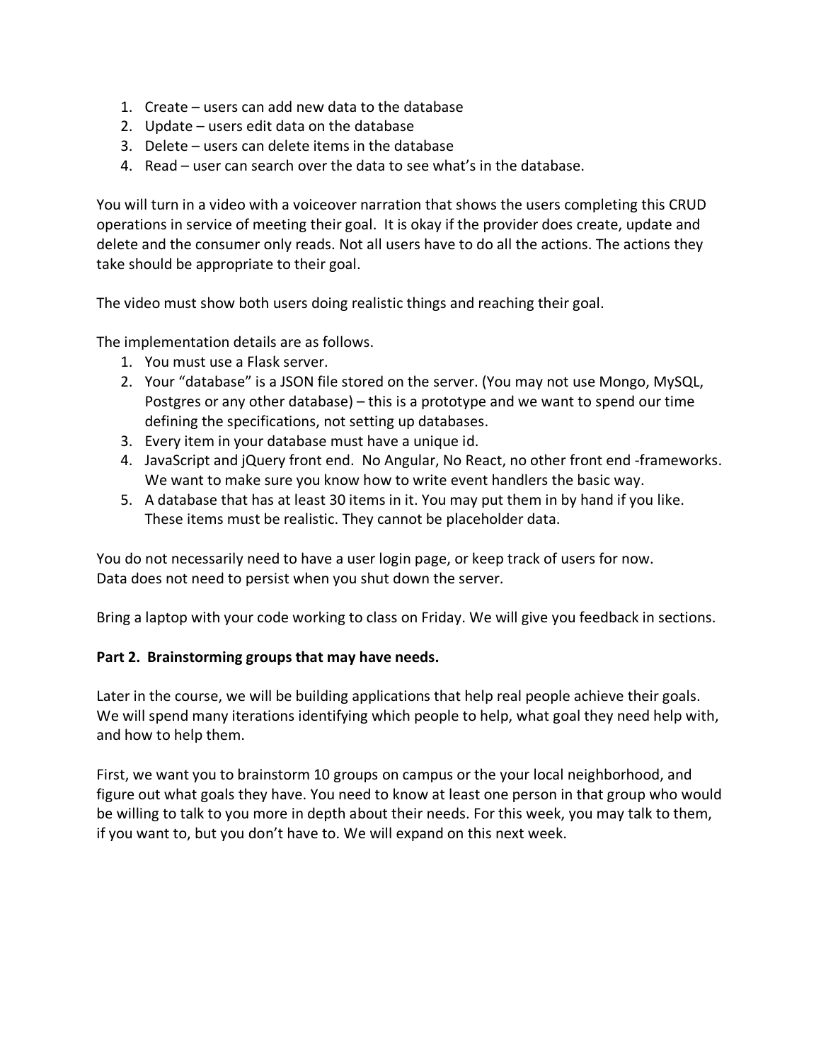1. Create – users can add new data to the database
2. Update – users edit data on the database
3. Delete – users can delete items in the database
4. Read – user can search over the data to see what's in the database.

You will turn in a video with a voiceover narration that shows the users completing this CRUD operations in service of meeting their goal. It is okay if the provider does create, update and delete and the consumer only reads. Not all users have to do all the actions. The actions they take should be appropriate to their goal.

The video must show both users doing realistic things and reaching their goal.

The implementation details are as follows.

1. You must use a Flask server.
2. Your "database" is a JSON file stored on the server. (You may not use Mongo, MySQL, Postgres or any other database) – this is a prototype and we want to spend our time defining the specifications, not setting up databases.
3. Every item in your database must have a unique id.
4. JavaScript and jQuery front end. No Angular, No React, no other front end -frameworks. We want to make sure you know how to write event handlers the basic way.
5. A database that has at least 30 items in it. You may put them in by hand if you like. These items must be realistic. They cannot be placeholder data.

You do not necessarily need to have a user login page, or keep track of users for now.
Data does not need to persist when you shut down the server.

Bring a laptop with your code working to class on Friday. We will give you feedback in sections.

**Part 2. Brainstorming groups that may have needs.**

Later in the course, we will be building applications that help real people achieve their goals. We will spend many iterations identifying which people to help, what goal they need help with, and how to help them.

First, we want you to brainstorm 10 groups on campus or the your local neighborhood, and figure out what goals they have. You need to know at least one person in that group who would be willing to talk to you more in depth about their needs. For this week, you may talk to them, if you want to, but you don't have to. We will expand on this next week.